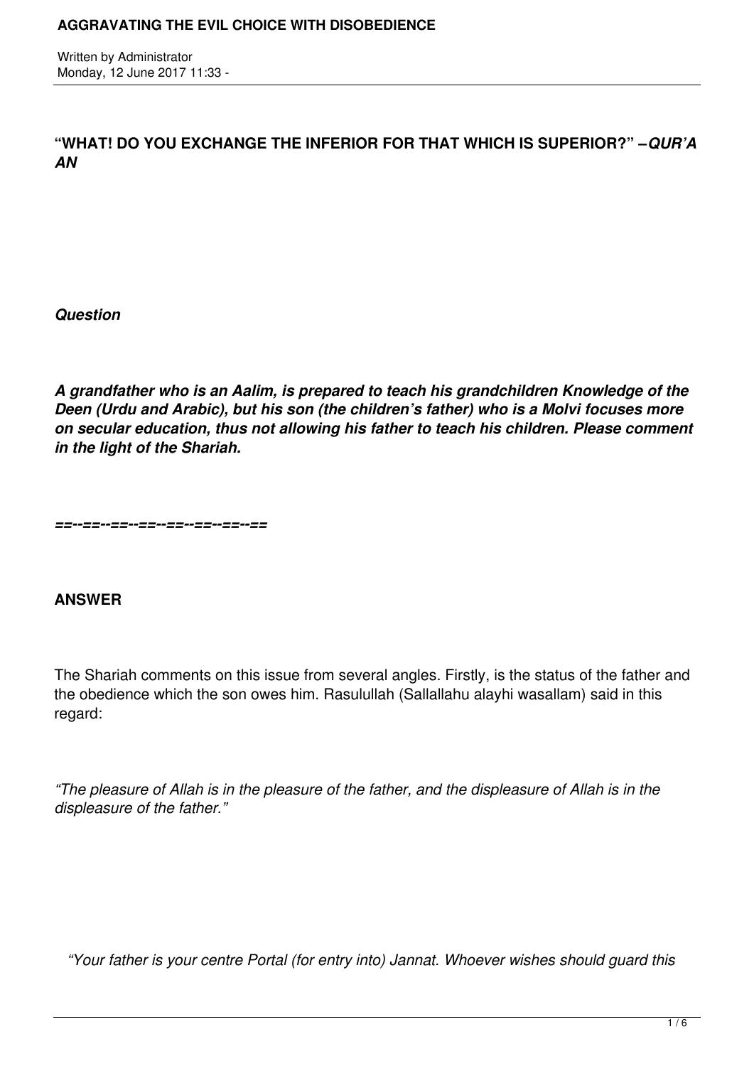**"WHAT! DO YOU EXCHANGE THE INFERIOR FOR THAT WHICH IS SUPERIOR?" –*QUR'AN***

***Question***

***A grandfather who is an Aalim, is prepared to teach his grandchildren Knowledge of the Deen (Urdu and Arabic), but his son (the children's father) who is a Molvi focuses more on secular education, thus not allowing his father to teach his children. Please comment in the light of the Shariah.***

***==--==--==--==--==--==--==--==***

**ANSWER**

The Shariah comments on this issue from several angles. Firstly, is the status of the father and the obedience which the son owes him. Rasulullah (Sallallahu alayhi wasallam) said in this regard:

*"The pleasure of Allah is in the pleasure of the father, and the displeasure of Allah is in the displeasure of the father."*

*"Your father is your centre Portal (for entry into) Jannat. Whoever wishes should guard this*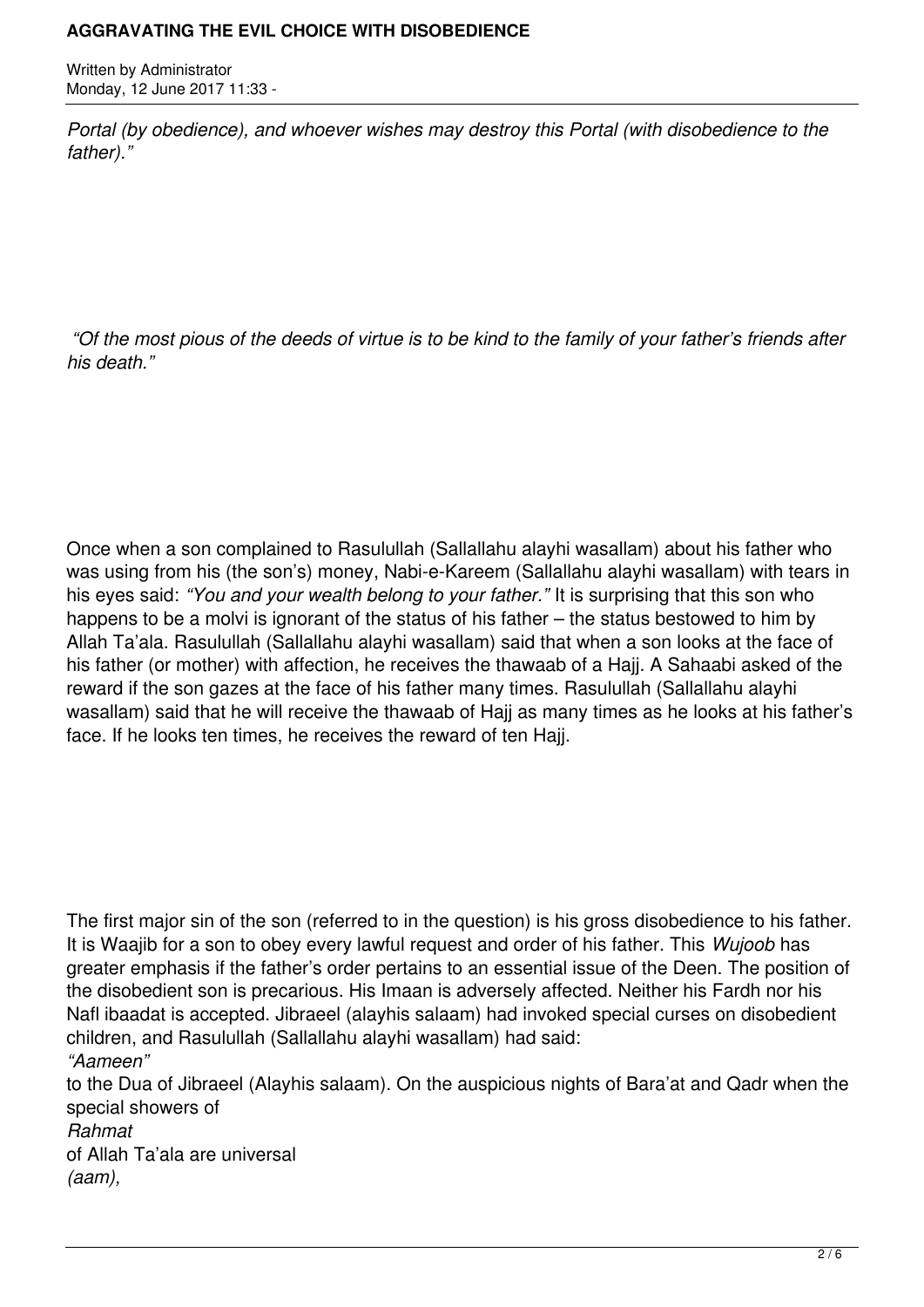*Portal (by obedience), and whoever wishes may destroy this Portal (with disobedience to the father)."*

*"Of the most pious of the deeds of virtue is to be kind to the family of your father's friends after his death."*

Once when a son complained to Rasulullah (Sallallahu alayhi wasallam) about his father who was using from his (the son's) money, Nabi-e-Kareem (Sallallahu alayhi wasallam) with tears in his eyes said: *"You and your wealth belong to your father."* It is surprising that this son who happens to be a molvi is ignorant of the status of his father – the status bestowed to him by Allah Ta'ala. Rasulullah (Sallallahu alayhi wasallam) said that when a son looks at the face of his father (or mother) with affection, he receives the thawaab of a Hajj. A Sahaabi asked of the reward if the son gazes at the face of his father many times. Rasulullah (Sallallahu alayhi wasallam) said that he will receive the thawaab of Hajj as many times as he looks at his father's face. If he looks ten times, he receives the reward of ten Hajj.

The first major sin of the son (referred to in the question) is his gross disobedience to his father. It is Waajib for a son to obey every lawful request and order of his father. This *Wujoob* has greater emphasis if the father's order pertains to an essential issue of the Deen. The position of the disobedient son is precarious. His Imaan is adversely affected. Neither his Fardh nor his Nafl ibaadat is accepted. Jibraeel (alayhis salaam) had invoked special curses on disobedient children, and Rasulullah (Sallallahu alayhi wasallam) had said: *"Aameen"* to the Dua of Jibraeel (Alayhis salaam). On the auspicious nights of Bara'at and Qadr when the special showers of *Rahmat* of Allah Ta'ala are universal *(aam),*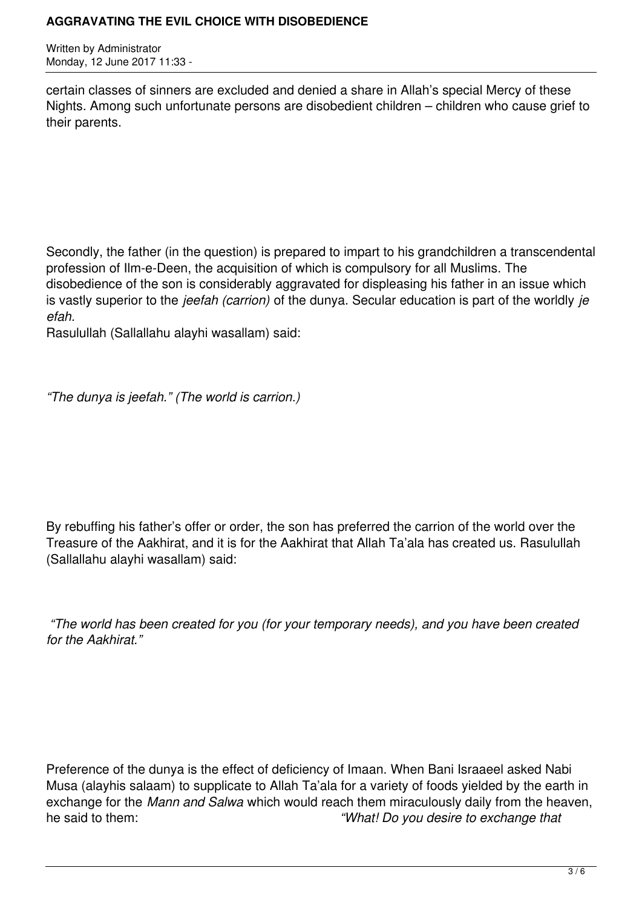certain classes of sinners are excluded and denied a share in Allah's special Mercy of these Nights. Among such unfortunate persons are disobedient children – children who cause grief to their parents.

Secondly, the father (in the question) is prepared to impart to his grandchildren a transcendental profession of Ilm-e-Deen, the acquisition of which is compulsory for all Muslims. The disobedience of the son is considerably aggravated for displeasing his father in an issue which is vastly superior to the *jeefah (carrion)* of the dunya. Secular education is part of the worldly *jeefah*.

Rasulullah (Sallallahu alayhi wasallam) said:

*"The dunya is jeefah." (The world is carrion.)*

By rebuffing his father's offer or order, the son has preferred the carrion of the world over the Treasure of the Aakhirat, and it is for the Aakhirat that Allah Ta'ala has created us. Rasulullah (Sallallahu alayhi wasallam) said:

*"The world has been created for you (for your temporary needs), and you have been created for the Aakhirat."*

Preference of the dunya is the effect of deficiency of Imaan. When Bani Israaeel asked Nabi Musa (alayhis salaam) to supplicate to Allah Ta'ala for a variety of foods yielded by the earth in exchange for the *Mann and Salwa* which would reach them miraculously daily from the heaven, he said to them: *"What! Do you desire to exchange that*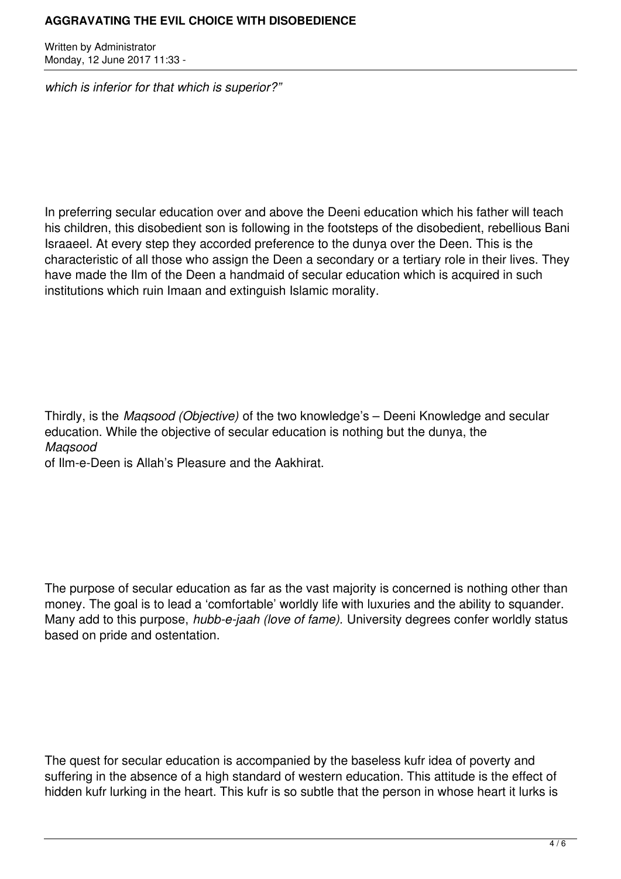*which is inferior for that which is superior?"*

In preferring secular education over and above the Deeni education which his father will teach his children, this disobedient son is following in the footsteps of the disobedient, rebellious Bani Israaeel. At every step they accorded preference to the dunya over the Deen. This is the characteristic of all those who assign the Deen a secondary or a tertiary role in their lives. They have made the Ilm of the Deen a handmaid of secular education which is acquired in such institutions which ruin Imaan and extinguish Islamic morality.

Thirdly, is the *Maqsood (Objective)* of the two knowledge's – Deeni Knowledge and secular education. While the objective of secular education is nothing but the dunya, the *Maqsood* of Ilm-e-Deen is Allah's Pleasure and the Aakhirat.

The purpose of secular education as far as the vast majority is concerned is nothing other than money. The goal is to lead a 'comfortable' worldly life with luxuries and the ability to squander. Many add to this purpose, *hubb-e-jaah (love of fame).* University degrees confer worldly status based on pride and ostentation.

The quest for secular education is accompanied by the baseless kufr idea of poverty and suffering in the absence of a high standard of western education. This attitude is the effect of hidden kufr lurking in the heart. This kufr is so subtle that the person in whose heart it lurks is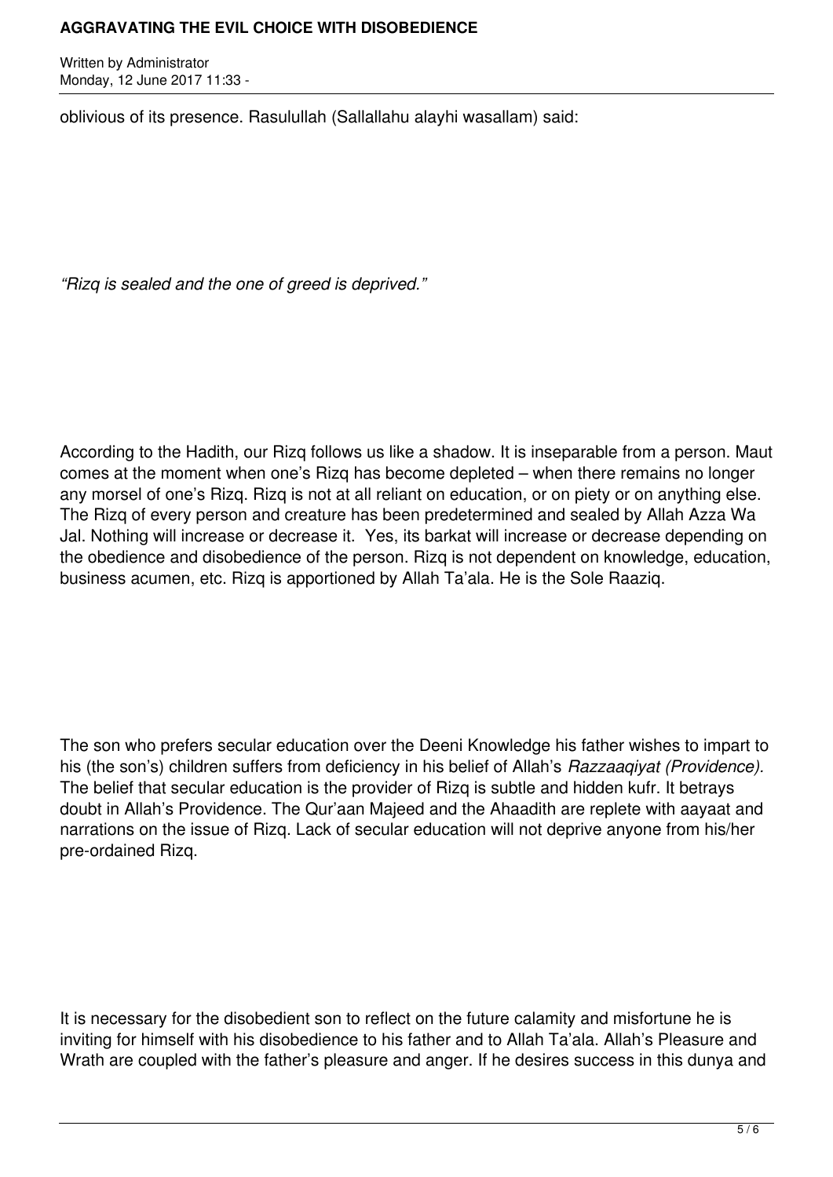oblivious of its presence. Rasulullah (Sallallahu alayhi wasallam) said:

*"Rizq is sealed and the one of greed is deprived."*

According to the Hadith, our Rizq follows us like a shadow. It is inseparable from a person. Maut comes at the moment when one's Rizq has become depleted – when there remains no longer any morsel of one's Rizq. Rizq is not at all reliant on education, or on piety or on anything else. The Rizq of every person and creature has been predetermined and sealed by Allah Azza Wa Jal. Nothing will increase or decrease it. Yes, its barkat will increase or decrease depending on the obedience and disobedience of the person. Rizq is not dependent on knowledge, education, business acumen, etc. Rizq is apportioned by Allah Ta'ala. He is the Sole Raaziq.

The son who prefers secular education over the Deeni Knowledge his father wishes to impart to his (the son's) children suffers from deficiency in his belief of Allah's *Razzaaqiyat (Providence).* The belief that secular education is the provider of Rizq is subtle and hidden kufr. It betrays doubt in Allah's Providence. The Qur'aan Majeed and the Ahaadith are replete with aayaat and narrations on the issue of Rizq. Lack of secular education will not deprive anyone from his/her pre-ordained Rizq.

It is necessary for the disobedient son to reflect on the future calamity and misfortune he is inviting for himself with his disobedience to his father and to Allah Ta'ala. Allah's Pleasure and Wrath are coupled with the father's pleasure and anger. If he desires success in this dunya and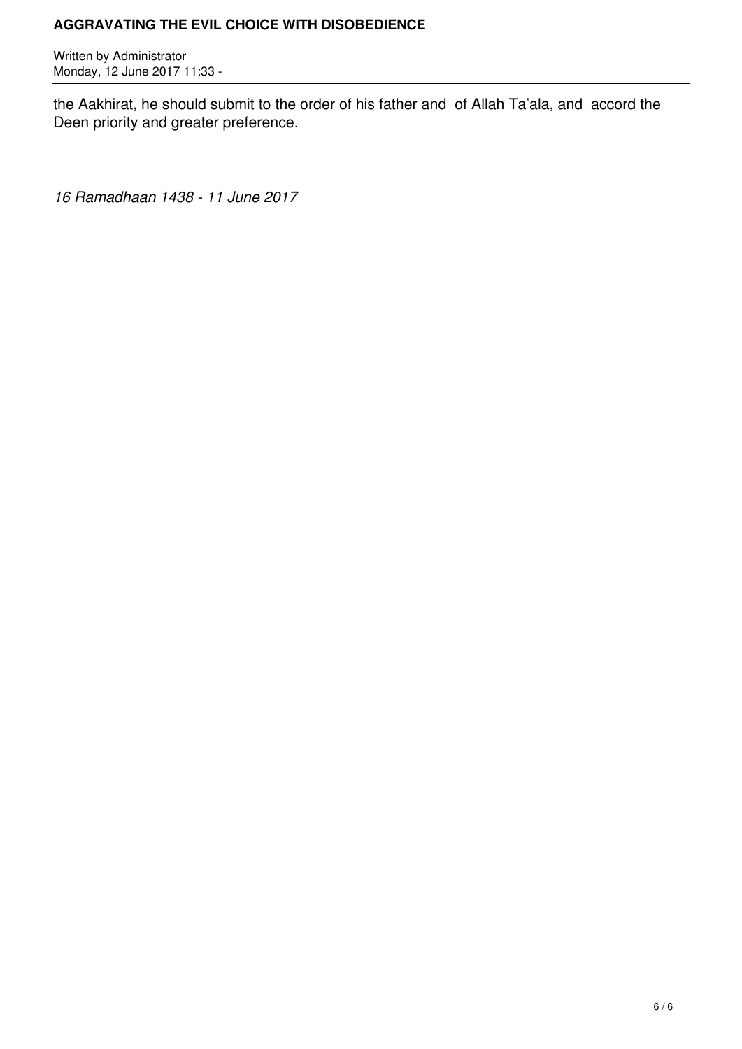the Aakhirat, he should submit to the order of his father and of Allah Ta'ala, and accord the Deen priority and greater preference.

*16 Ramadhaan 1438 - 11 June 2017*